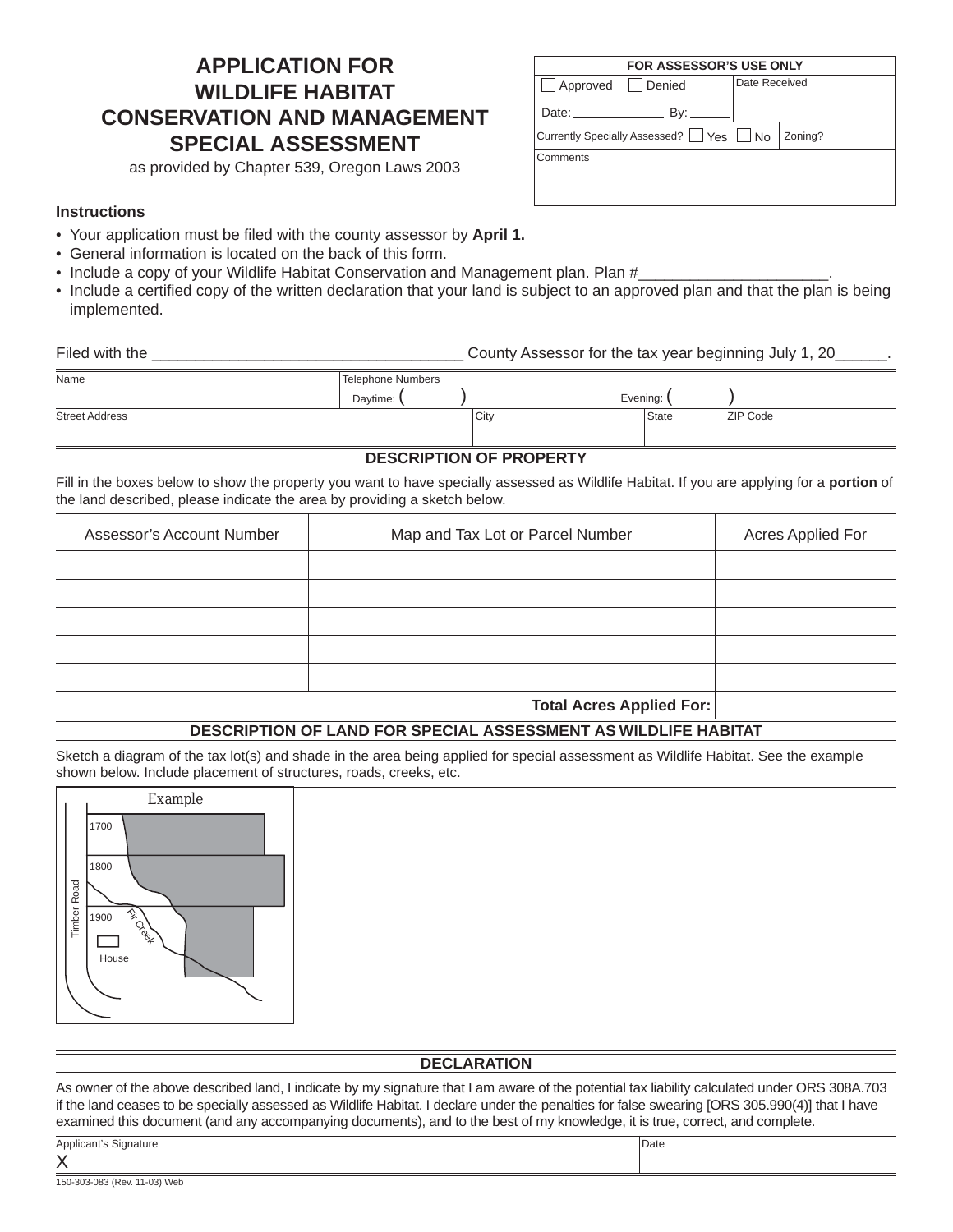# APPLICATION FOR WILDLIFE HABITAT CONSERVATION AND MANAGEMENT SPECIAL ASSESSMENT

as provided by Chapter 539, Oregon Laws 2003

| FOR ASSESSOR'S USE ONLY | | |
|---|---|---|
| ☐ Approved ☐ Denied<br>Date: ____________ By: ______ | Date Received | |
| Currently Specially Assessed? ☐ Yes ☐ No | Zoning? | |
| Comments | | |

### Instructions

- Your application must be filed with the county assessor by **April 1.**
- General information is located on the back of this form.
- Include a copy of your Wildlife Habitat Conservation and Management plan. Plan #_____________________.
- Include a certified copy of the written declaration that your land is subject to an approved plan and that the plan is being implemented.

Filed with the __________________________________ County Assessor for the tax year beginning July 1, 20______.

| Name | Telephone Numbers<br>Daytime: ( ) Evening: ( ) | | |
|---|---|---|---|
| Street Address | City | State | ZIP Code |

## DESCRIPTION OF PROPERTY

Fill in the boxes below to show the property you want to have specially assessed as Wildlife Habitat. If you are applying for a **portion** of the land described, please indicate the area by providing a sketch below.

| Assessor's Account Number | Map and Tax Lot or Parcel Number | Acres Applied For |
|---|---|---|
| | | |
| | | |
| | | |
| | | |
| | | |
| | **Total Acres Applied For:** | |

## DESCRIPTION OF LAND FOR SPECIAL ASSESSMENT AS WILDLIFE HABITAT

Sketch a diagram of the tax lot(s) and shade in the area being applied for special assessment as Wildlife Habitat. See the example shown below. Include placement of structures, roads, creeks, etc.

Example

1700

1800

1900

Timber Road

Fir Creek

House

## DECLARATION

As owner of the above described land, I indicate by my signature that I am aware of the potential tax liability calculated under ORS 308A.703 if the land ceases to be specially assessed as Wildlife Habitat. I declare under the penalties for false swearing [ORS 305.990(4)] that I have examined this document (and any accompanying documents), and to the best of my knowledge, it is true, correct, and complete.

| Applicant's Signature | Date |
|---|---|
| X | |

150-303-083 (Rev. 11-03) Web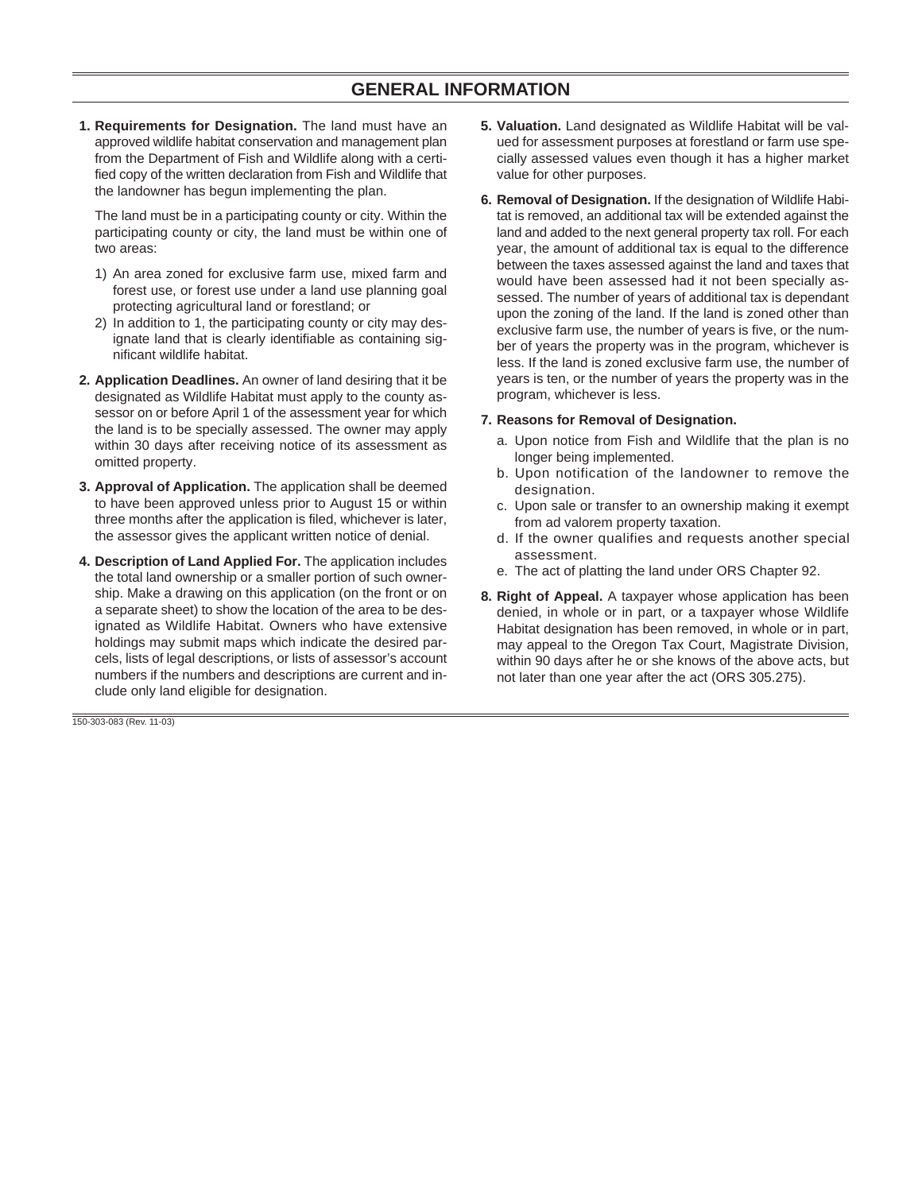## GENERAL INFORMATION

**1. Requirements for Designation.** The land must have an approved wildlife habitat conservation and management plan from the Department of Fish and Wildlife along with a certified copy of the written declaration from Fish and Wildlife that the landowner has begun implementing the plan.

The land must be in a participating county or city. Within the participating county or city, the land must be within one of two areas:

1) An area zoned for exclusive farm use, mixed farm and forest use, or forest use under a land use planning goal protecting agricultural land or forestland; or
2) In addition to 1, the participating county or city may designate land that is clearly identifiable as containing significant wildlife habitat.

**2. Application Deadlines.** An owner of land desiring that it be designated as Wildlife Habitat must apply to the county assessor on or before April 1 of the assessment year for which the land is to be specially assessed. The owner may apply within 30 days after receiving notice of its assessment as omitted property.

**3. Approval of Application.** The application shall be deemed to have been approved unless prior to August 15 or within three months after the application is filed, whichever is later, the assessor gives the applicant written notice of denial.

**4. Description of Land Applied For.** The application includes the total land ownership or a smaller portion of such ownership. Make a drawing on this application (on the front or on a separate sheet) to show the location of the area to be designated as Wildlife Habitat. Owners who have extensive holdings may submit maps which indicate the desired parcels, lists of legal descriptions, or lists of assessor's account numbers if the numbers and descriptions are current and include only land eligible for designation.

**5. Valuation.** Land designated as Wildlife Habitat will be valued for assessment purposes at forestland or farm use specially assessed values even though it has a higher market value for other purposes.

**6. Removal of Designation.** If the designation of Wildlife Habitat is removed, an additional tax will be extended against the land and added to the next general property tax roll. For each year, the amount of additional tax is equal to the difference between the taxes assessed against the land and taxes that would have been assessed had it not been specially assessed. The number of years of additional tax is dependant upon the zoning of the land. If the land is zoned other than exclusive farm use, the number of years is five, or the number of years the property was in the program, whichever is less. If the land is zoned exclusive farm use, the number of years is ten, or the number of years the property was in the program, whichever is less.

**7. Reasons for Removal of Designation.**

a. Upon notice from Fish and Wildlife that the plan is no longer being implemented.
b. Upon notification of the landowner to remove the designation.
c. Upon sale or transfer to an ownership making it exempt from ad valorem property taxation.
d. If the owner qualifies and requests another special assessment.
e. The act of platting the land under ORS Chapter 92.

**8. Right of Appeal.** A taxpayer whose application has been denied, in whole or in part, or a taxpayer whose Wildlife Habitat designation has been removed, in whole or in part, may appeal to the Oregon Tax Court, Magistrate Division, within 90 days after he or she knows of the above acts, but not later than one year after the act (ORS 305.275).

150-303-083 (Rev. 11-03)